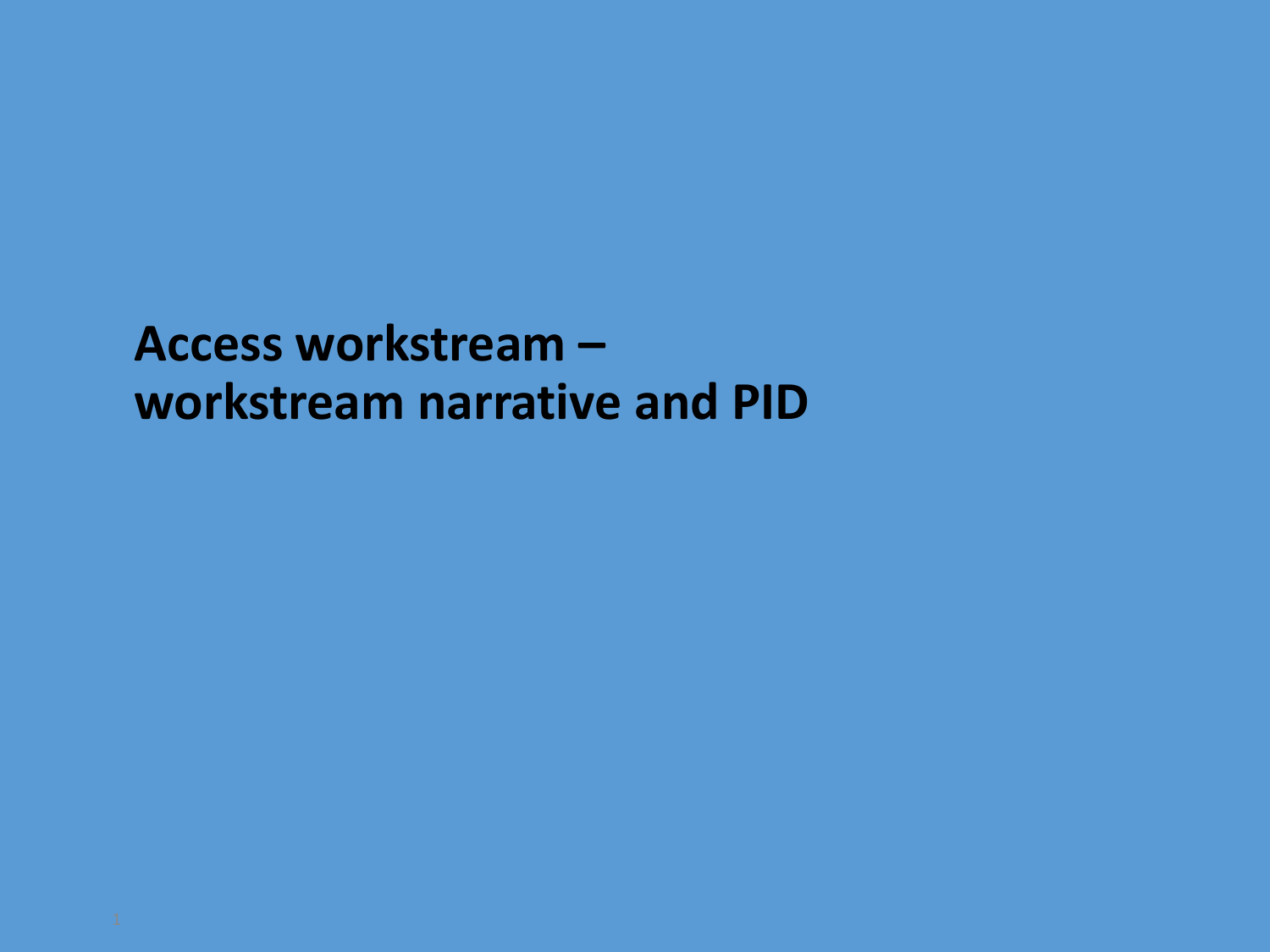# Access workstream – workstream narrative and PID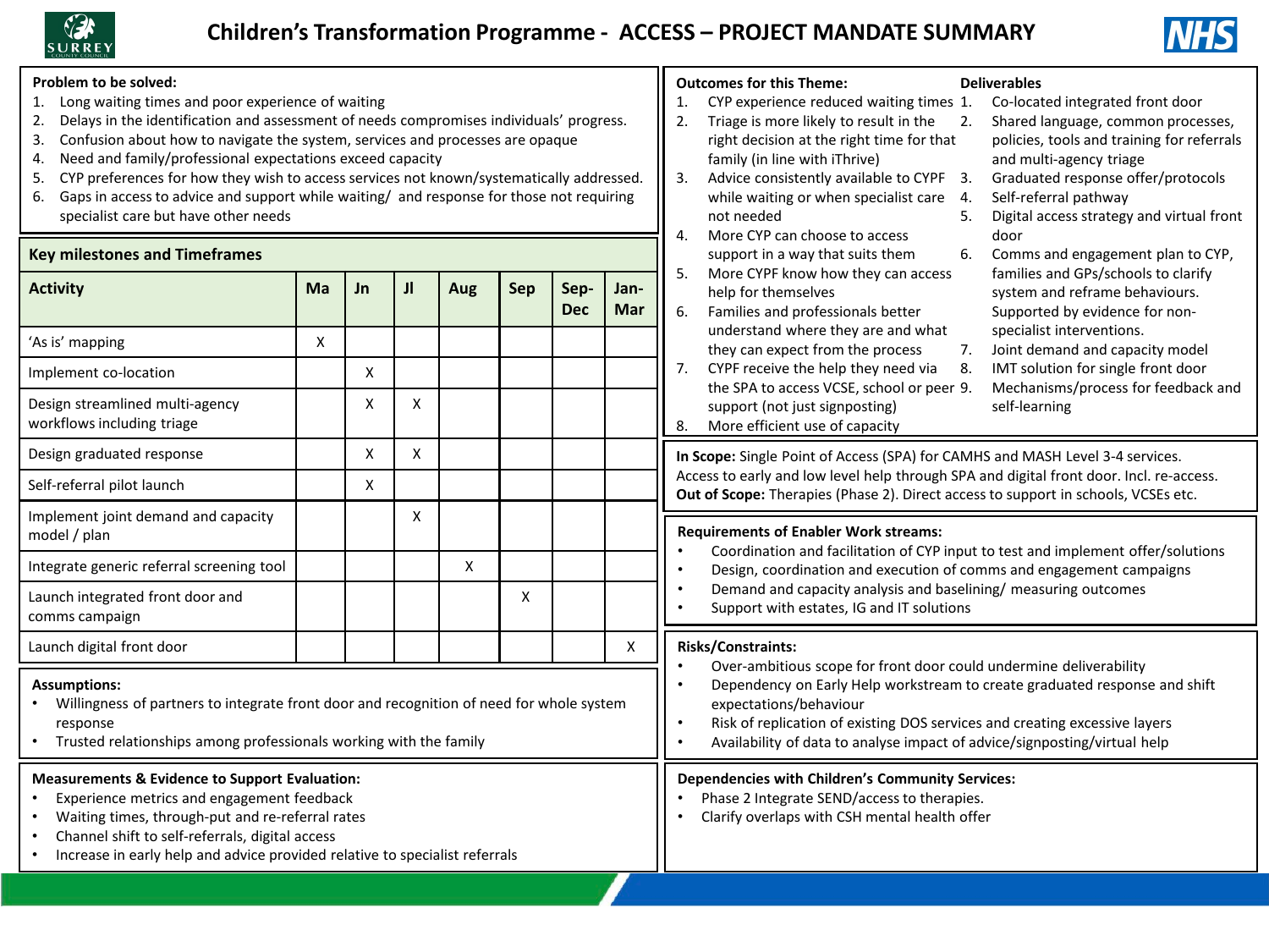# Children's Transformation Programme - ACCESS – PROJECT MANDATE SUMMARY

**Problem to be solved:**

1. Long waiting times and poor experience of waiting
2. Delays in the identification and assessment of needs compromises individuals' progress.
3. Confusion about how to navigate the system, services and processes are opaque
4. Need and family/professional expectations exceed capacity
5. CYP preferences for how they wish to access services not known/systematically addressed.
6. Gaps in access to advice and support while waiting/ and response for those not requiring specialist care but have other needs

**Key milestones and Timeframes**

| Activity | Ma | Jn | Jl | Aug | Sep | Sep-Dec | Jan-Mar |
|---|---|---|---|---|---|---|---|
| 'As is' mapping | X | | | | | | |
| Implement co-location | | X | | | | | |
| Design streamlined multi-agency workflows including triage | | X | X | | | | |
| Design graduated response | | X | X | | | | |
| Self-referral pilot launch | | X | | | | | |
| Implement joint demand and capacity model / plan | | | X | | | | |
| Integrate generic referral screening tool | | | | X | | | |
| Launch integrated front door and comms campaign | | | | | X | | |
| Launch digital front door | | | | | | | X |

**Assumptions:**

- Willingness of partners to integrate front door and recognition of need for whole system response
- Trusted relationships among professionals working with the family

**Measurements & Evidence to Support Evaluation:**

- Experience metrics and engagement feedback
- Waiting times, through-put and re-referral rates
- Channel shift to self-referrals, digital access
- Increase in early help and advice provided relative to specialist referrals

**Outcomes for this Theme:**

1. CYP experience reduced waiting times
2. Triage is more likely to result in the right decision at the right time for that family (in line with iThrive)
3. Advice consistently available to CYP while waiting or when specialist care not needed
4. More CYP can choose to access support in a way that suits them
5. More CYPF know how they can access help for themselves
6. Families and professionals better understand where they are and what they can expect from the process
7. CYPF receive the help they need via the SPA to access VCSE, school or peer support (not just signposting)
8. More efficient use of capacity

**Deliverables**

1. Co-located integrated front door
2. Shared language, common processes, policies, tools and training for referrals and multi-agency triage
3. Graduated response offer/protocols
4. Self-referral pathway
5. Digital access strategy and virtual front door
6. Comms and engagement plan to CYP, families and GPs/schools to clarify system and reframe behaviours. Supported by evidence for non-specialist interventions.
7. Joint demand and capacity model
8. IMT solution for single front door
9. Mechanisms/process for feedback and self-learning

**In Scope:** Single Point of Access (SPA) for CAMHS and MASH Level 3-4 services. Access to early and low level help through SPA and digital front door. Incl. re-access.
**Out of Scope:** Therapies (Phase 2). Direct access to support in schools, VCSEs etc.

**Requirements of Enabler Work streams:**

- Coordination and facilitation of CYP input to test and implement offer/solutions
- Design, coordination and execution of comms and engagement campaigns
- Demand and capacity analysis and baselining/ measuring outcomes
- Support with estates, IG and IT solutions

**Risks/Constraints:**

- Over-ambitious scope for front door could undermine deliverability
- Dependency on Early Help workstream to create graduated response and shift expectations/behaviour
- Risk of replication of existing DOS services and creating excessive layers
- Availability of data to analyse impact of advice/signposting/virtual help

**Dependencies with Children's Community Services:**

- Phase 2 Integrate SEND/access to therapies.
- Clarify overlaps with CSH mental health offer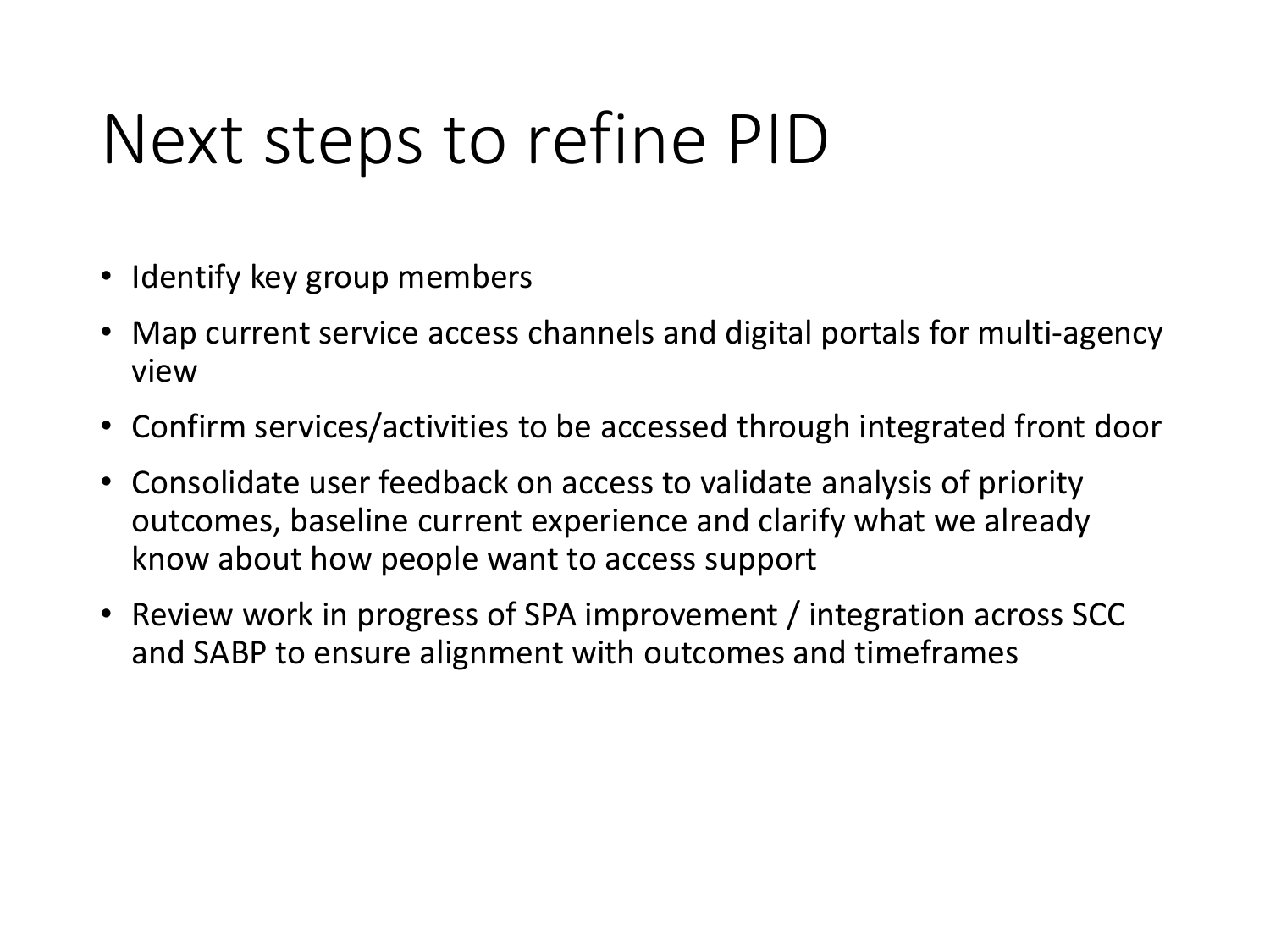# Next steps to refine PID

- Identify key group members
- Map current service access channels and digital portals for multi-agency view
- Confirm services/activities to be accessed through integrated front door
- Consolidate user feedback on access to validate analysis of priority outcomes, baseline current experience and clarify what we already know about how people want to access support
- Review work in progress of SPA improvement / integration across SCC and SABP to ensure alignment with outcomes and timeframes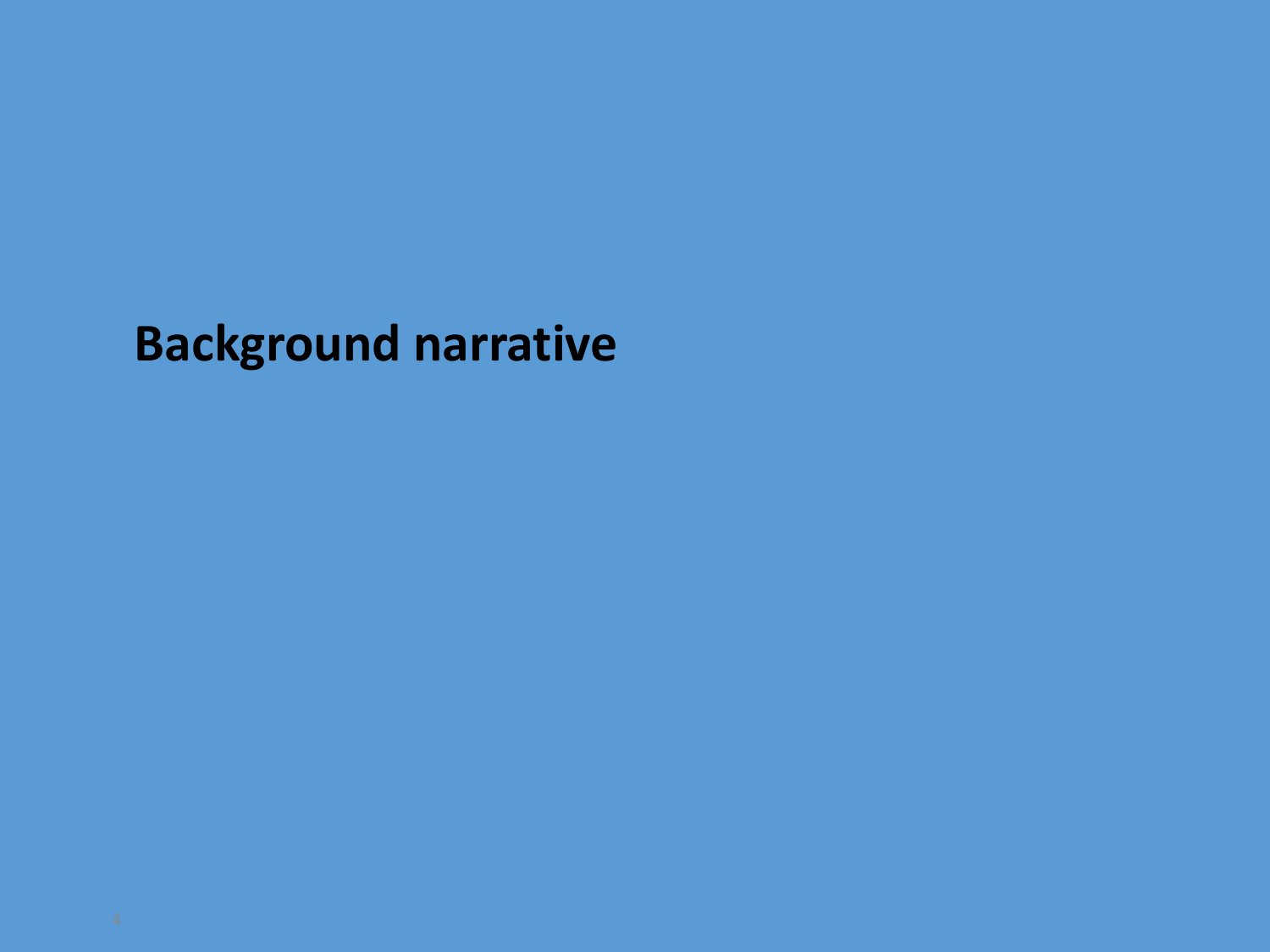# Background narrative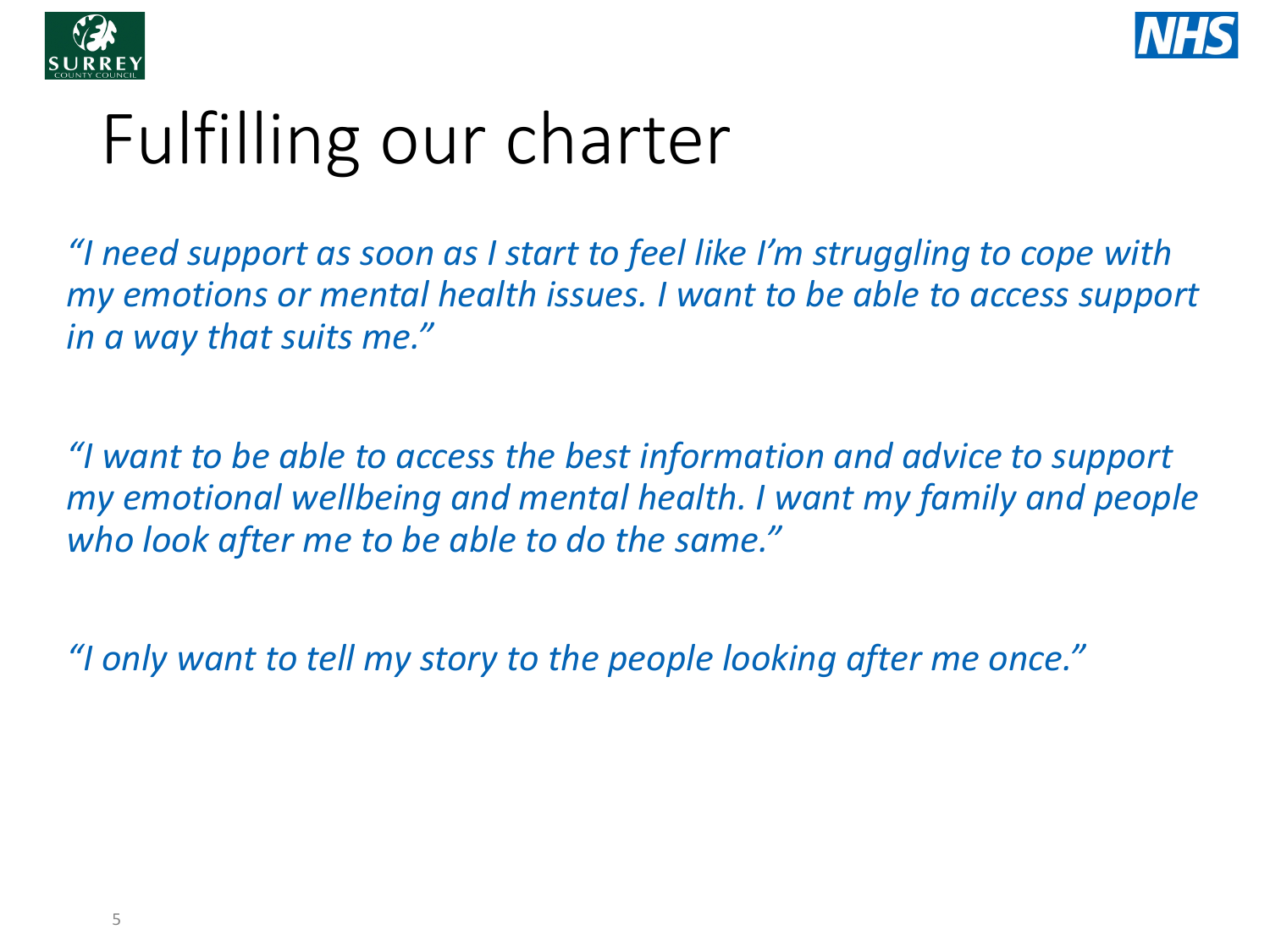# Fulfilling our charter

*"I need support as soon as I start to feel like I'm struggling to cope with my emotions or mental health issues. I want to be able to access support in a way that suits me."*

*"I want to be able to access the best information and advice to support my emotional wellbeing and mental health. I want my family and people who look after me to be able to do the same."*

*"I only want to tell my story to the people looking after me once."*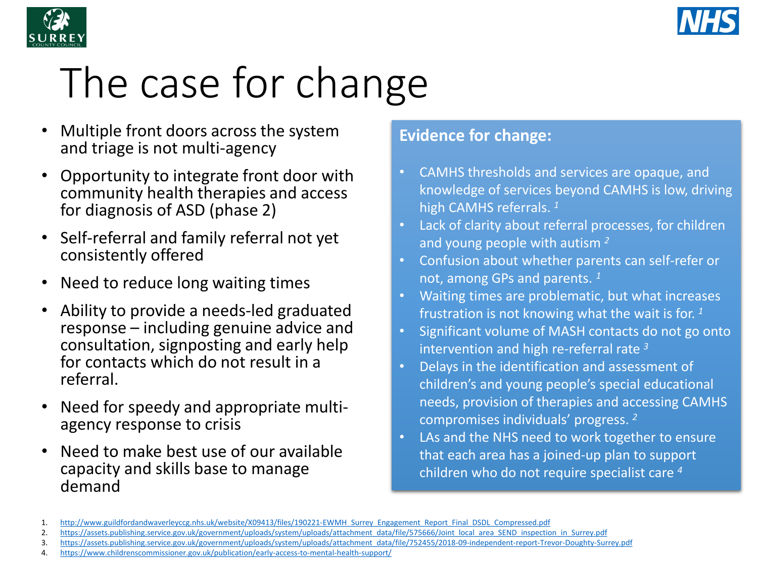# The case for change

- Multiple front doors across the system and triage is not multi-agency
- Opportunity to integrate front door with community health therapies and access for diagnosis of ASD (phase 2)
- Self-referral and family referral not yet consistently offered
- Need to reduce long waiting times
- Ability to provide a needs-led graduated response – including genuine advice and consultation, signposting and early help for contacts which do not result in a referral.
- Need for speedy and appropriate multi-agency response to crisis
- Need to make best use of our available capacity and skills base to manage demand

**Evidence for change:**

- CAMHS thresholds and services are opaque, and knowledge of services beyond CAMHS is low, driving high CAMHS referrals. [1]
- Lack of clarity about referral processes, for children and young people with autism [2]
- Confusion about whether parents can self-refer or not, among GPs and parents. [1]
- Waiting times are problematic, but what increases frustration is not knowing what the wait is for. [1]
- Significant volume of MASH contacts do not go onto intervention and high re-referral rate [3]
- Delays in the identification and assessment of children's and young people's special educational needs, provision of therapies and accessing CAMHS compromises individuals' progress. [2]
- LAs and the NHS need to work together to ensure that each area has a joined-up plan to support children who do not require specialist care [4]

1. http://www.guildfordandwaverleyccg.nhs.uk/website/X09413/files/190221-EWMH_Surrey_Engagement_Report_Final_DSDL_Compressed.pdf
2. https://assets.publishing.service.gov.uk/government/uploads/system/uploads/attachment_data/file/575666/Joint_local_area_SEND_inspection_in_Surrey.pdf
3. https://assets.publishing.service.gov.uk/government/uploads/system/uploads/attachment_data/file/752455/2018-09-independent-report-Trevor-Doughty-Surrey.pdf
4. https://www.childrenscommissioner.gov.uk/publication/early-access-to-mental-health-support/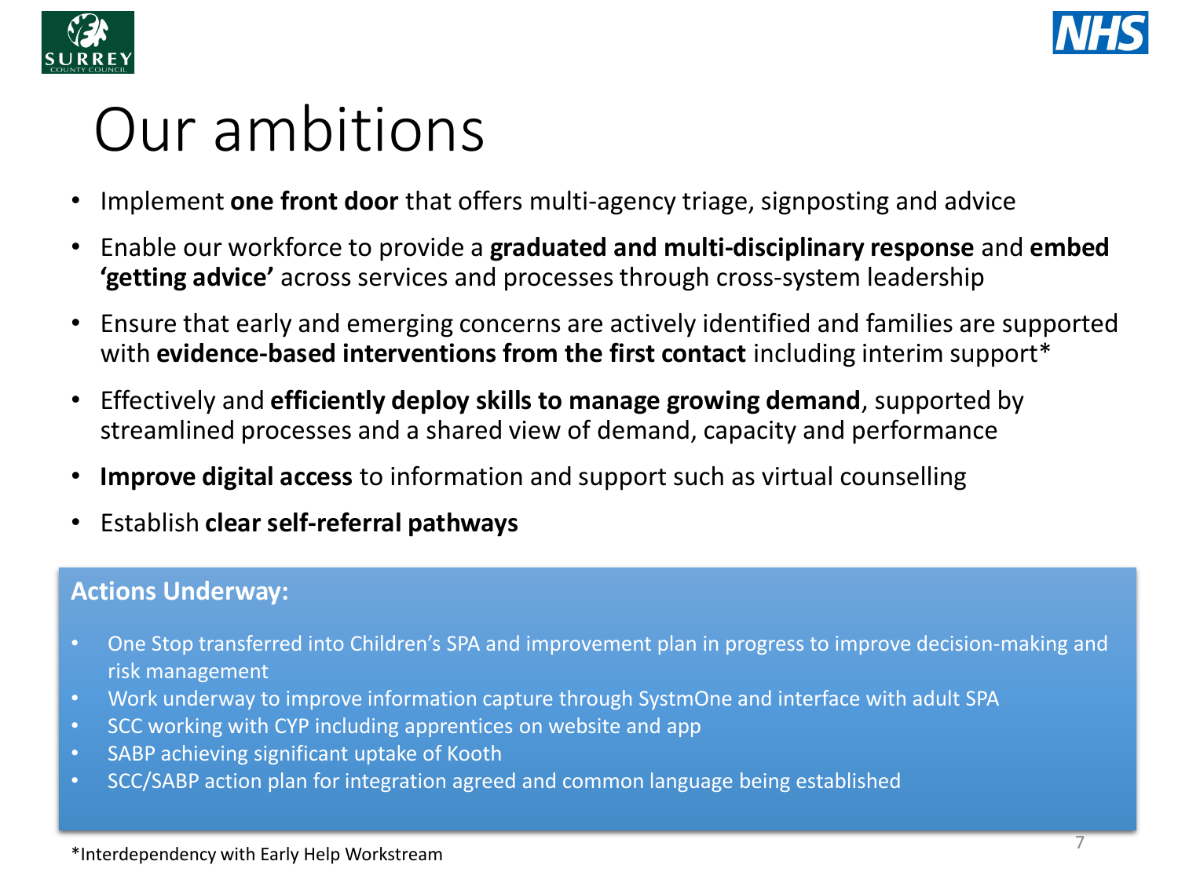# Our ambitions

- Implement **one front door** that offers multi-agency triage, signposting and advice
- Enable our workforce to provide a **graduated and multi-disciplinary response** and **embed 'getting advice'** across services and processes through cross-system leadership
- Ensure that early and emerging concerns are actively identified and families are supported with **evidence-based interventions from the first contact** including interim support*
- Effectively and **efficiently deploy skills to manage growing demand**, supported by streamlined processes and a shared view of demand, capacity and performance
- **Improve digital access** to information and support such as virtual counselling
- Establish **clear self-referral pathways**

**Actions Underway:**

- One Stop transferred into Children's SPA and improvement plan in progress to improve decision-making and risk management
- Work underway to improve information capture through SystmOne and interface with adult SPA
- SCC working with CYP including apprentices on website and app
- SABP achieving significant uptake of Kooth
- SCC/SABP action plan for integration agreed and common language being established

*Interdependency with Early Help Workstream